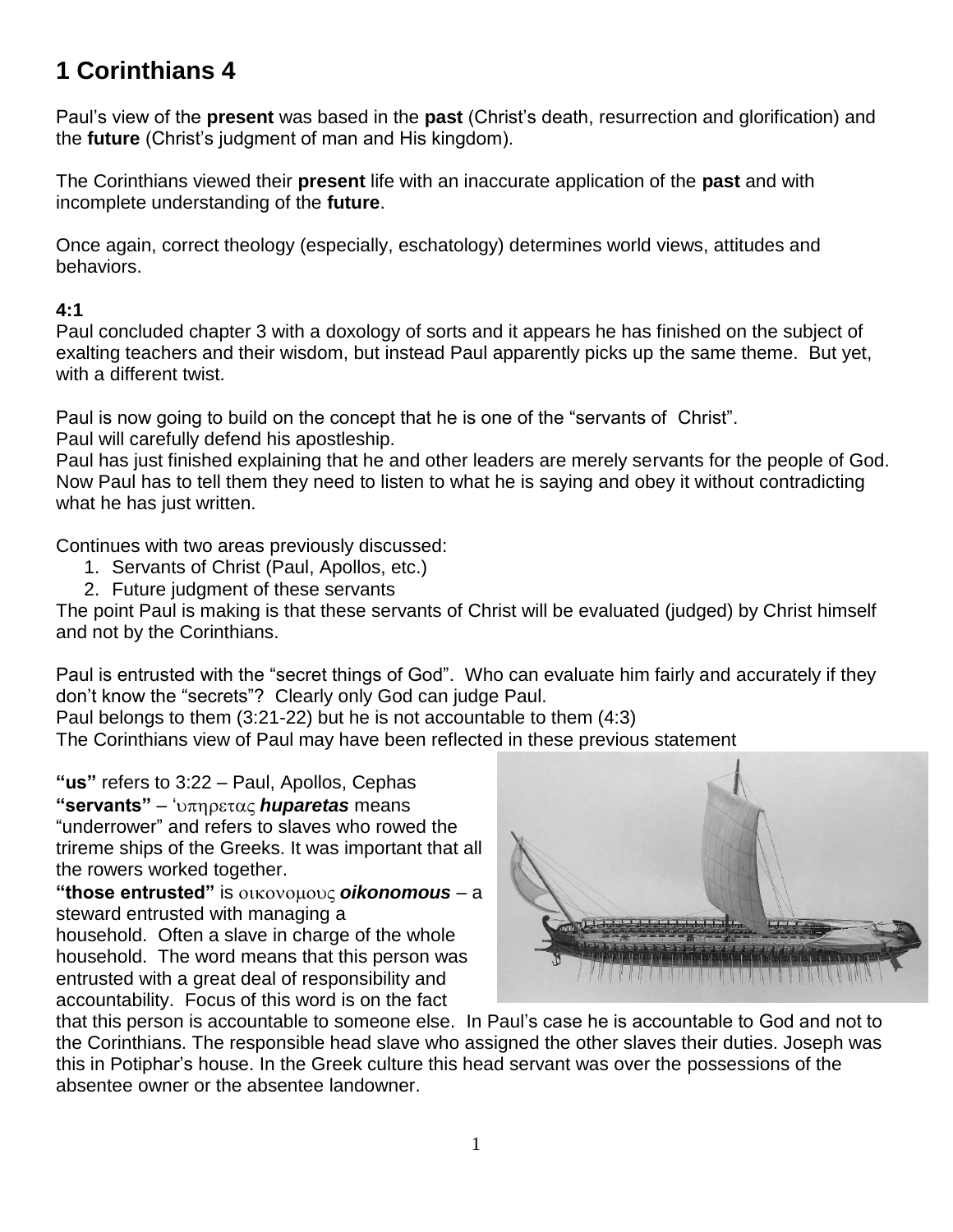# 1 Corinthians 4

Paul's view of the **present** was based in the **past** (Christ's death, resurrection and glorification) and the **future** (Christ's judgment of man and His kingdom).

The Corinthians viewed their **present** life with an inaccurate application of the **past** and with incomplete understanding of the **future**.

Once again, correct theology (especially, eschatology) determines world views, attitudes and behaviors.

**4:1**

Paul concluded chapter 3 with a doxology of sorts and it appears he has finished on the subject of exalting teachers and their wisdom, but instead Paul apparently picks up the same theme. But yet, with a different twist.

Paul is now going to build on the concept that he is one of the "servants of Christ".
Paul will carefully defend his apostleship.
Paul has just finished explaining that he and other leaders are merely servants for the people of God. Now Paul has to tell them they need to listen to what he is saying and obey it without contradicting what he has just written.

Continues with two areas previously discussed:

1. Servants of Christ (Paul, Apollos, etc.)
2. Future judgment of these servants

The point Paul is making is that these servants of Christ will be evaluated (judged) by Christ himself and not by the Corinthians.

Paul is entrusted with the "secret things of God". Who can evaluate him fairly and accurately if they don't know the "secrets"? Clearly only God can judge Paul.
Paul belongs to them (3:21-22) but he is not accountable to them (4:3)
The Corinthians view of Paul may have been reflected in these previous statement

**"us"** refers to 3:22 – Paul, Apollos, Cephas
**"servants"** – ʽυπηρετας ***huparetas*** means "underrower" and refers to slaves who rowed the trireme ships of the Greeks. It was important that all the rowers worked together.
**"those entrusted"** is οικονομους ***oikonomous*** – a steward entrusted with managing a household. Often a slave in charge of the whole household. The word means that this person was entrusted with a great deal of responsibility and accountability. Focus of this word is on the fact that this person is accountable to someone else. In Paul's case he is accountable to God and not to the Corinthians. The responsible head slave who assigned the other slaves their duties. Joseph was this in Potiphar's house. In the Greek culture this head servant was over the possessions of the absentee owner or the absentee landowner.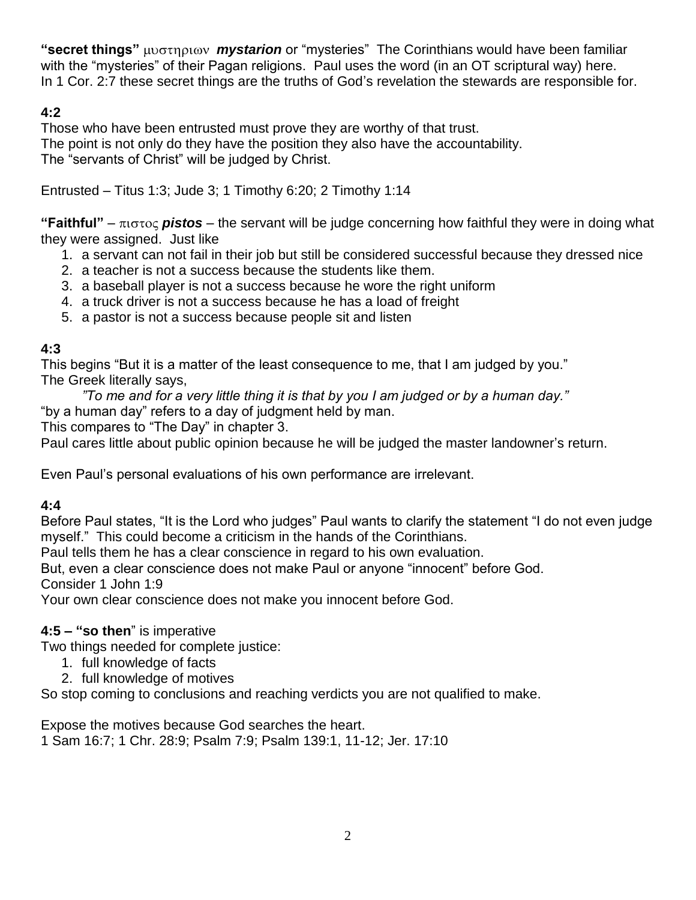**"secret things"** μυστηριων ***mystarion*** or "mysteries" The Corinthians would have been familiar with the "mysteries" of their Pagan religions. Paul uses the word (in an OT scriptural way) here. In 1 Cor. 2:7 these secret things are the truths of God's revelation the stewards are responsible for.

**4:2**

Those who have been entrusted must prove they are worthy of that trust.
The point is not only do they have the position they also have the accountability.
The "servants of Christ" will be judged by Christ.

Entrusted – Titus 1:3; Jude 3; 1 Timothy 6:20; 2 Timothy 1:14

**"Faithful"** – πιστος ***pistos*** – the servant will be judge concerning how faithful they were in doing what they were assigned. Just like

1. a servant can not fail in their job but still be considered successful because they dressed nice
2. a teacher is not a success because the students like them.
3. a baseball player is not a success because he wore the right uniform
4. a truck driver is not a success because he has a load of freight
5. a pastor is not a success because people sit and listen

**4:3**

This begins "But it is a matter of the least consequence to me, that I am judged by you."
The Greek literally says,

*"To me and for a very little thing it is that by you I am judged or by a human day."*

"by a human day" refers to a day of judgment held by man.
This compares to "The Day" in chapter 3.
Paul cares little about public opinion because he will be judged the master landowner's return.

Even Paul's personal evaluations of his own performance are irrelevant.

**4:4**

Before Paul states, "It is the Lord who judges" Paul wants to clarify the statement "I do not even judge myself." This could become a criticism in the hands of the Corinthians.
Paul tells them he has a clear conscience in regard to his own evaluation.
But, even a clear conscience does not make Paul or anyone "innocent" before God.
Consider 1 John 1:9
Your own clear conscience does not make you innocent before God.

**4:5 – "so then"** is imperative

Two things needed for complete justice:

1. full knowledge of facts
2. full knowledge of motives

So stop coming to conclusions and reaching verdicts you are not qualified to make.

Expose the motives because God searches the heart.
1 Sam 16:7; 1 Chr. 28:9; Psalm 7:9; Psalm 139:1, 11-12; Jer. 17:10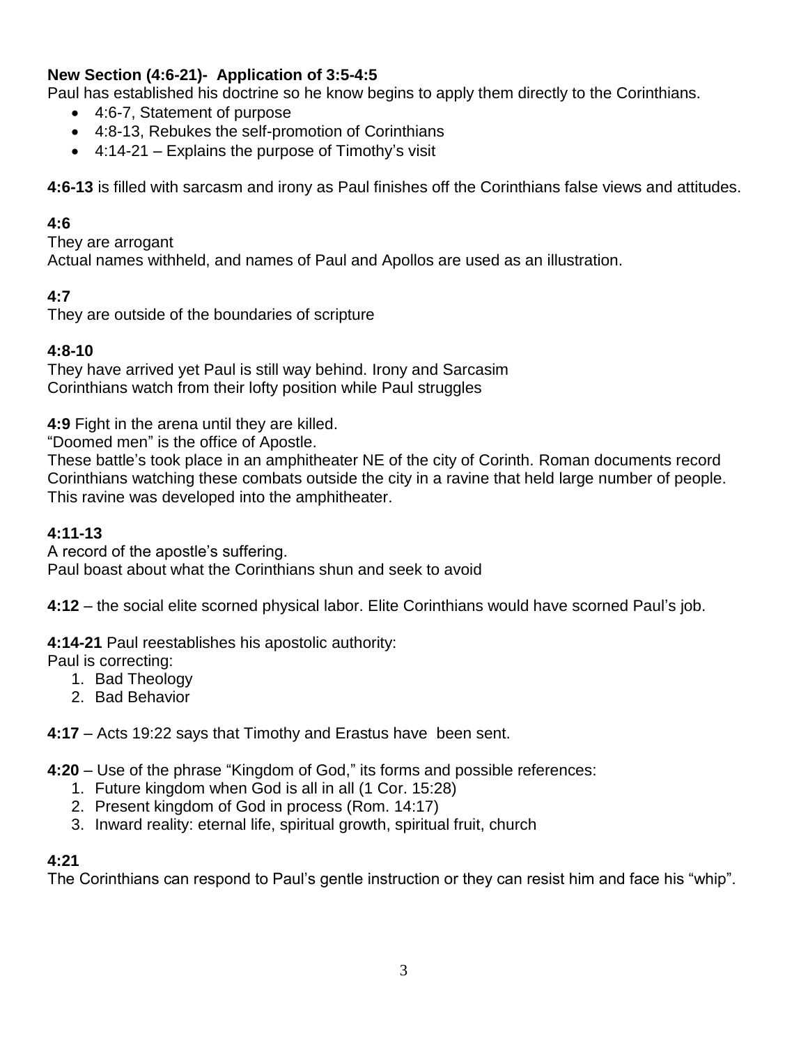**New Section (4:6-21)- Application of 3:5-4:5**

Paul has established his doctrine so he know begins to apply them directly to the Corinthians.

- 4:6-7, Statement of purpose
- 4:8-13, Rebukes the self-promotion of Corinthians
- 4:14-21 – Explains the purpose of Timothy's visit

**4:6-13** is filled with sarcasm and irony as Paul finishes off the Corinthians false views and attitudes.

**4:6**

They are arrogant

Actual names withheld, and names of Paul and Apollos are used as an illustration.

**4:7**

They are outside of the boundaries of scripture

**4:8-10**

They have arrived yet Paul is still way behind. Irony and Sarcasim

Corinthians watch from their lofty position while Paul struggles

**4:9** Fight in the arena until they are killed.

"Doomed men" is the office of Apostle.

These battle's took place in an amphitheater NE of the city of Corinth. Roman documents record Corinthians watching these combats outside the city in a ravine that held large number of people. This ravine was developed into the amphitheater.

**4:11-13**

A record of the apostle's suffering.

Paul boast about what the Corinthians shun and seek to avoid

**4:12** – the social elite scorned physical labor. Elite Corinthians would have scorned Paul's job.

**4:14-21** Paul reestablishes his apostolic authority:

Paul is correcting:

1. Bad Theology
2. Bad Behavior

**4:17** – Acts 19:22 says that Timothy and Erastus have been sent.

**4:20** – Use of the phrase "Kingdom of God," its forms and possible references:

1. Future kingdom when God is all in all (1 Cor. 15:28)
2. Present kingdom of God in process (Rom. 14:17)
3. Inward reality: eternal life, spiritual growth, spiritual fruit, church

**4:21**

The Corinthians can respond to Paul's gentle instruction or they can resist him and face his "whip".